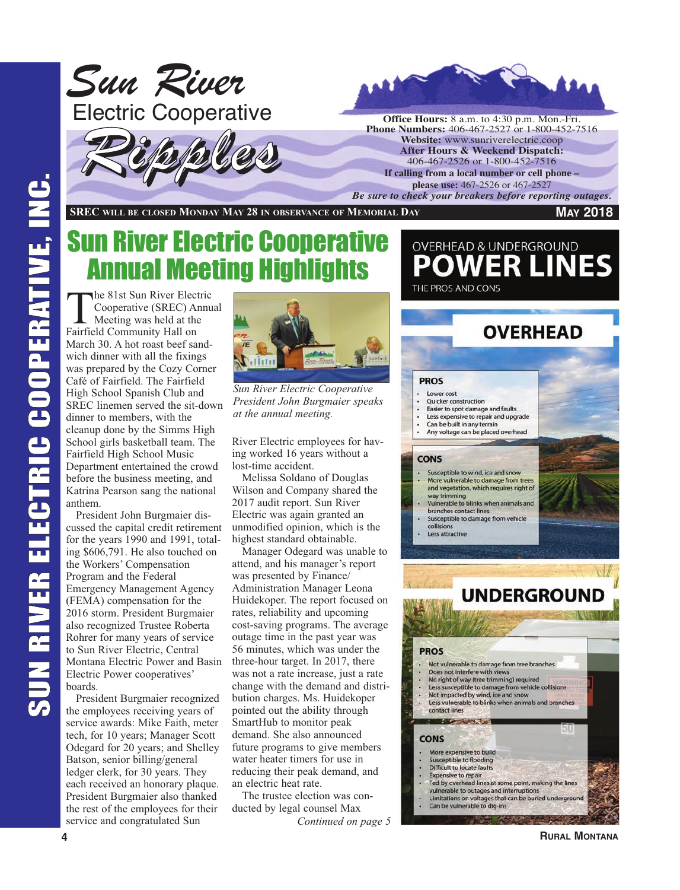# Sun River Electric Cooperative Ripples

**Office Hours:** 8 a.m. to 4:30 p.m. Mon.-Fri.
**Phone Numbers:** 406-467-2527 or 1-800-452-7516
**Website:** www.sunriverelectric.coop
**After Hours & Weekend Dispatch:**
406-467-2526 or 1-800-452-7516
**If calling from a local number or cell phone – please use:** 467-2526 or 467-2527
***Be sure to check your breakers before reporting outages.***

**SREC will be closed Monday May 28 in observance of Memorial Day** — **May 2018**

## Sun River Electric Cooperative Annual Meeting Highlights

The 81st Sun River Electric Cooperative (SREC) Annual Meeting was held at the Fairfield Community Hall on March 30. A hot roast beef sandwich dinner with all the fixings was prepared by the Cozy Corner Café of Fairfield. The Fairfield High School Spanish Club and SREC linemen served the sit-down dinner to members, with the cleanup done by the Simms High School girls basketball team. The Fairfield High School Music Department entertained the crowd before the business meeting, and Katrina Pearson sang the national anthem.

President John Burgmaier discussed the capital credit retirement for the years 1990 and 1991, totaling $606,791. He also touched on the Workers' Compensation Program and the Federal Emergency Management Agency (FEMA) compensation for the 2016 storm. President Burgmaier also recognized Trustee Roberta Rohrer for many years of service to Sun River, Central Montana Electric Power and Basin Electric Power cooperatives' boards.

President Burgmaier recognized the employees receiving years of service awards: Mike Faith, meter tech, for 10 years; Manager Scott Odegard for 20 years; and Shelley Batson, senior billing/general ledger clerk, for 30 years. They each received an honorary plaque. President Burgmaier also thanked the rest of the employees for their service and congratulated Sun River Electric employees for having worked 16 years without a lost-time accident.

*Sun River Electric Cooperative President John Burgmaier speaks at the annual meeting.*

Melissa Soldano of Douglas Wilson and Company shared the 2017 audit report. Sun River Electric was again granted an unmodified opinion, which is the highest standard obtainable.

Manager Odegard was unable to attend, and his manager's report was presented by Finance/Administration Manager Leona Huidekoper. The report focused on rates, reliability and upcoming cost-saving programs. The average outage time in the past year was 56 minutes, which was under the three-hour target. In 2017, there was not a rate increase, just a rate change with the demand and distribution charges. Ms. Huidekoper pointed out the ability through SmartHub to monitor peak demand. She also announced future programs to give members water heater timers for use in reducing their peak demand, and an electric heat rate.

The trustee election was conducted by legal counsel Max

*Continued on page 5*

## OVERHEAD & UNDERGROUND POWER LINES
THE PROS AND CONS

### OVERHEAD

**PROS**

- Lower cost
- Quicker construction
- Easier to spot damage and faults
- Less expensive to repair and upgrade
- Can be built in any terrain
- Any voltage can be placed overhead

**CONS**

- Susceptible to wind, ice and snow
- More vulnerable to damage from trees and vegetation, which requires right of way trimming
- Vulnerable to blinks when animals and branches contact lines
- Susceptible to damage from vehicle collisions
- Less attractive

### UNDERGROUND

**PROS**

- Not vulnerable to damage from tree branches
- Does not interfere with views
- No right of way (tree trimming) required
- Less susceptible to damage from vehicle collisions
- Not impacted by wind, ice and snow
- Less vulnerable to blinks when animals and branches contact lines

**CONS**

- More expensive to build
- Susceptible to flooding
- Difficult to locate faults
- Expensive to repair
- Fed by overhead lines at some point, making the lines vulnerable to outages and interruptions
- Limitations on voltages that can be buried underground
- Can be vulnerable to dig-ins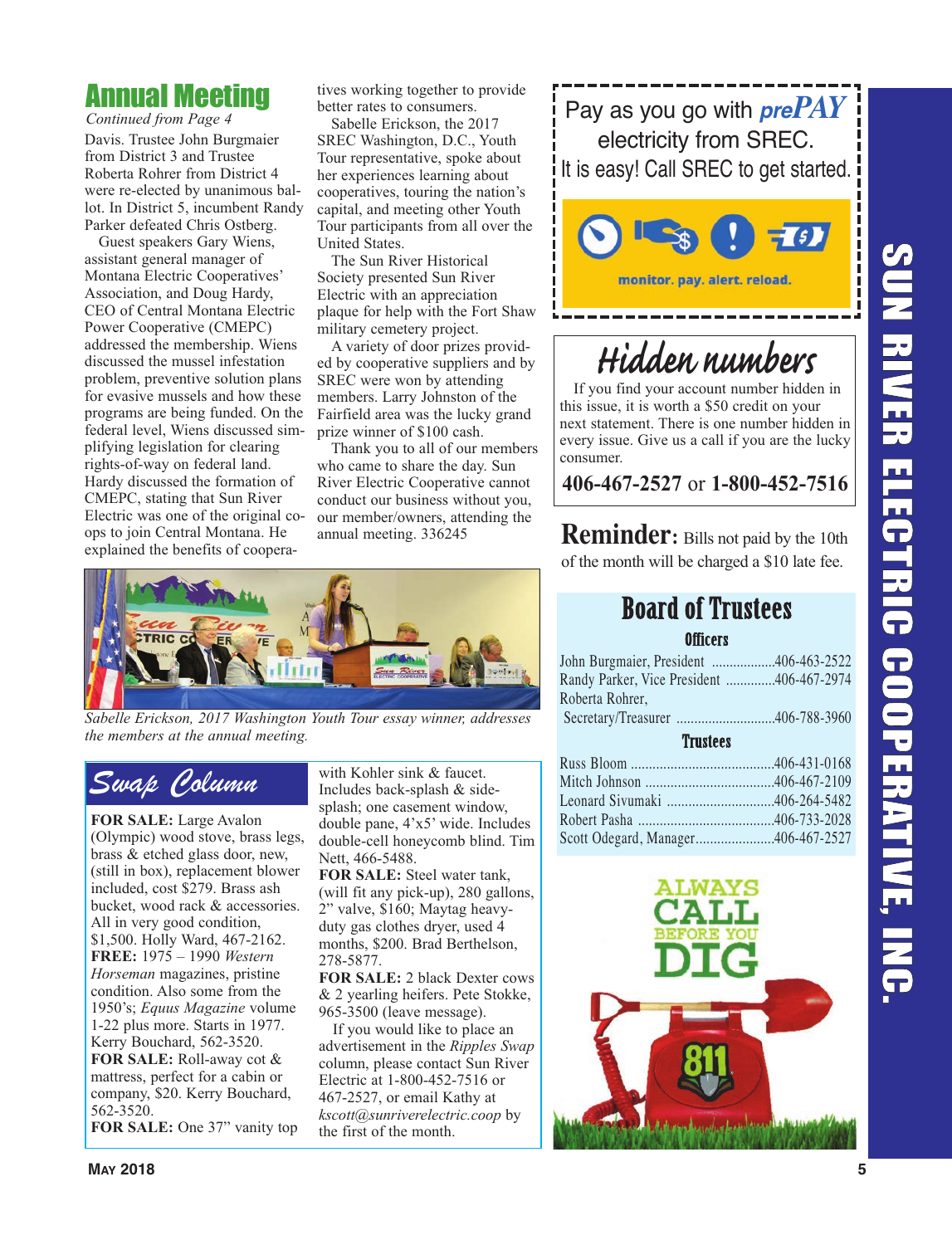## Annual Meeting

*Continued from Page 4*

Davis. Trustee John Burgmaier from District 3 and Trustee Roberta Rohrer from District 4 were re-elected by unanimous ballot. In District 5, incumbent Randy Parker defeated Chris Ostberg.

Guest speakers Gary Wiens, assistant general manager of Montana Electric Cooperatives' Association, and Doug Hardy, CEO of Central Montana Electric Power Cooperative (CMEPC) addressed the membership. Wiens discussed the mussel infestation problem, preventive solution plans for evasive mussels and how these programs are being funded. On the federal level, Wiens discussed simplifying legislation for clearing rights-of-way on federal land. Hardy discussed the formation of CMEPC, stating that Sun River Electric was one of the original co-ops to join Central Montana. He explained the benefits of cooperatives working together to provide better rates to consumers.

Sabelle Erickson, the 2017 SREC Washington, D.C., Youth Tour representative, spoke about her experiences learning about cooperatives, touring the nation's capital, and meeting other Youth Tour participants from all over the United States.

The Sun River Historical Society presented Sun River Electric with an appreciation plaque for help with the Fort Shaw military cemetery project.

A variety of door prizes provided by cooperative suppliers and by SREC were won by attending members. Larry Johnston of the Fairfield area was the lucky grand prize winner of $100 cash.

Thank you to all of our members who came to share the day. Sun River Electric Cooperative cannot conduct our business without you, our member/owners, attending the annual meeting. 336245

*Sabelle Erickson, 2017 Washington Youth Tour essay winner, addresses the members at the annual meeting.*

## Swap Column

**FOR SALE:** Large Avalon (Olympic) wood stove, brass legs, brass & etched glass door, new, (still in box), replacement blower included, cost $279. Brass ash bucket, wood rack & accessories. All in very good condition, $1,500. Holly Ward, 467-2162.

**FREE:** 1975 – 1990 *Western Horseman* magazines, pristine condition. Also some from the 1950's; *Equus Magazine* volume 1-22 plus more. Starts in 1977. Kerry Bouchard, 562-3520.

**FOR SALE:** Roll-away cot & mattress, perfect for a cabin or company, $20. Kerry Bouchard, 562-3520.

**FOR SALE:** One 37" vanity top with Kohler sink & faucet. Includes back-splash & side-splash; one casement window, double pane, 4'x5' wide. Includes double-cell honeycomb blind. Tim Nett, 466-5488.

**FOR SALE:** Steel water tank, (will fit any pick-up), 280 gallons, 2" valve, $160; Maytag heavy-duty gas clothes dryer, used 4 months, $200. Brad Berthelson, 278-5877.

**FOR SALE:** 2 black Dexter cows & 2 yearling heifers. Pete Stokke, 965-3500 (leave message).

If you would like to place an advertisement in the *Ripples Swap* column, please contact Sun River Electric at 1-800-452-7516 or 467-2527, or email Kathy at *kscott@sunriverelectric.coop* by the first of the month.

---

Pay as you go with *prePAY* electricity from SREC.
It is easy! Call SREC to get started.

monitor. pay. alert. reload.

## Hidden numbers

If you find your account number hidden in this issue, it is worth a $50 credit on your next statement. There is one number hidden in every issue. Give us a call if you are the lucky consumer.

**406-467-2527** or **1-800-452-7516**

**Reminder:** Bills not paid by the 10th of the month will be charged a $10 late fee.

## Board of Trustees

### Officers

| | |
|---|---|
| John Burgmaier, President | 406-463-2522 |
| Randy Parker, Vice President | 406-467-2974 |
| Roberta Rohrer, Secretary/Treasurer | 406-788-3960 |

### Trustees

| | |
|---|---|
| Russ Bloom | 406-431-0168 |
| Mitch Johnson | 406-467-2109 |
| Leonard Sivumaki | 406-264-5482 |
| Robert Pasha | 406-733-2028 |
| Scott Odegard, Manager | 406-467-2527 |

ALWAYS CALL BEFORE YOU DIG

811